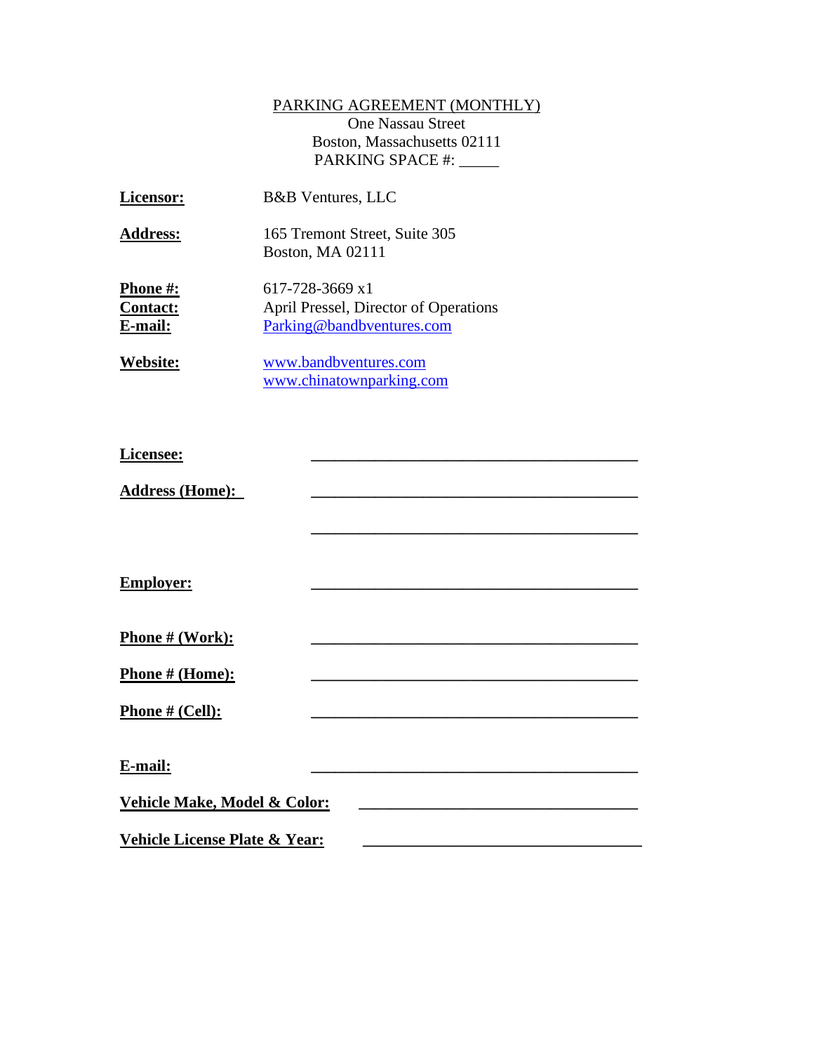PARKING AGREEMENT (MONTHLY)
One Nassau Street
Boston, Massachusetts 02111
PARKING SPACE #: _____

**Licensor:** B&B Ventures, LLC

**Address:** 165 Tremont Street, Suite 305
Boston, MA 02111

**Phone #:** 617-728-3669 x1
**Contact:** April Pressel, Director of Operations
**E-mail:** Parking@bandbventures.com

**Website:** www.bandbventures.com
www.chinatownparking.com

**Licensee:** ________________________________________

**Address (Home):** ________________________________________

________________________________________

**Employer:** ________________________________________

**Phone # (Work):** ________________________________________

**Phone # (Home):** ________________________________________

**Phone # (Cell):** ________________________________________

**E-mail:** ________________________________________

**Vehicle Make, Model & Color:** ____________________________________

**Vehicle License Plate & Year:** ____________________________________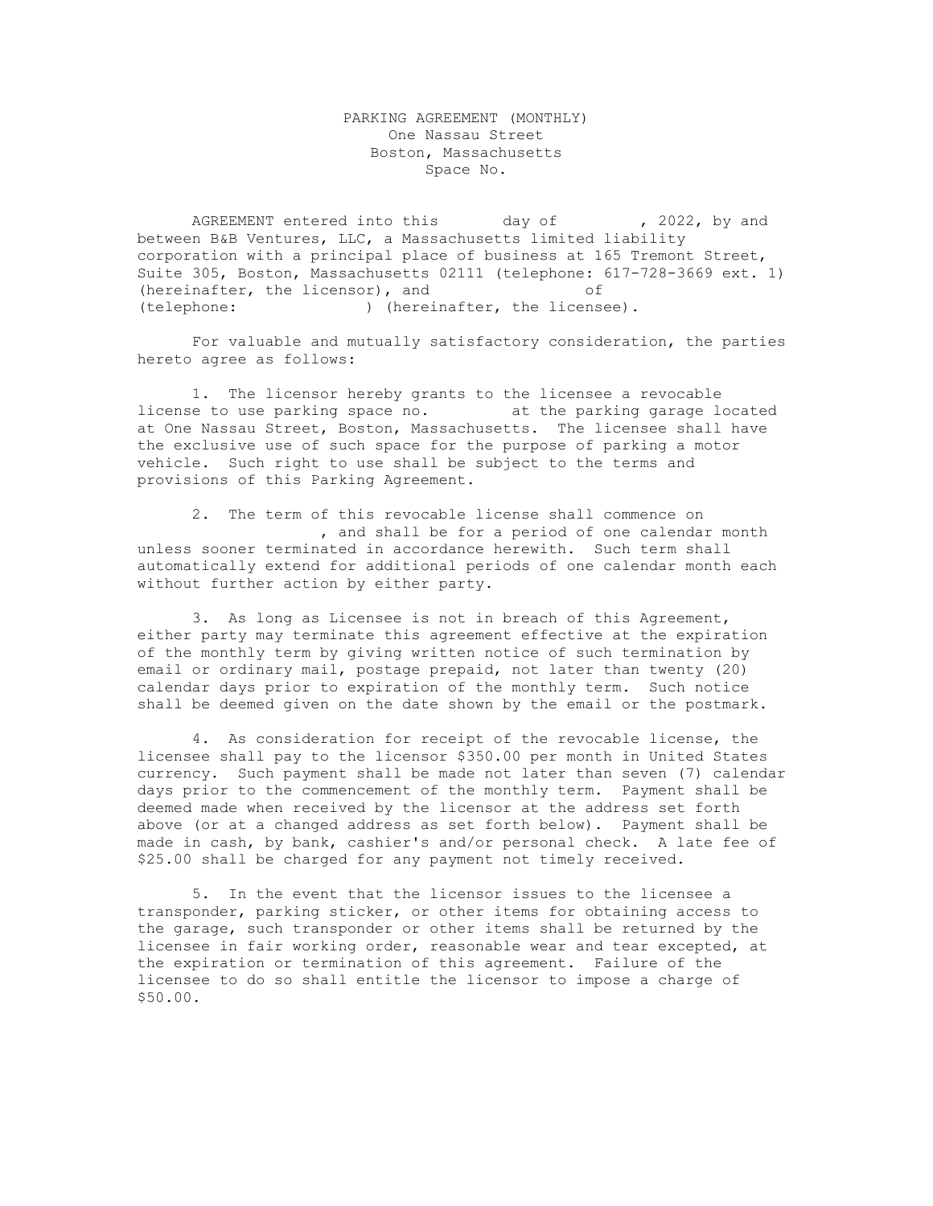PARKING AGREEMENT (MONTHLY)
One Nassau Street
Boston, Massachusetts
Space No.

AGREEMENT entered into this day of , 2022, by and between B&B Ventures, LLC, a Massachusetts limited liability corporation with a principal place of business at 165 Tremont Street, Suite 305, Boston, Massachusetts 02111 (telephone: 617-728-3669 ext. 1) (hereinafter, the licensor), and of (telephone: ) (hereinafter, the licensee).

For valuable and mutually satisfactory consideration, the parties hereto agree as follows:

1. The licensor hereby grants to the licensee a revocable license to use parking space no. at the parking garage located at One Nassau Street, Boston, Massachusetts. The licensee shall have the exclusive use of such space for the purpose of parking a motor vehicle. Such right to use shall be subject to the terms and provisions of this Parking Agreement.

2. The term of this revocable license shall commence on , and shall be for a period of one calendar month unless sooner terminated in accordance herewith. Such term shall automatically extend for additional periods of one calendar month each without further action by either party.

3. As long as Licensee is not in breach of this Agreement, either party may terminate this agreement effective at the expiration of the monthly term by giving written notice of such termination by email or ordinary mail, postage prepaid, not later than twenty (20) calendar days prior to expiration of the monthly term. Such notice shall be deemed given on the date shown by the email or the postmark.

4. As consideration for receipt of the revocable license, the licensee shall pay to the licensor $350.00 per month in United States currency. Such payment shall be made not later than seven (7) calendar days prior to the commencement of the monthly term. Payment shall be deemed made when received by the licensor at the address set forth above (or at a changed address as set forth below). Payment shall be made in cash, by bank, cashier's and/or personal check. A late fee of $25.00 shall be charged for any payment not timely received.

5. In the event that the licensor issues to the licensee a transponder, parking sticker, or other items for obtaining access to the garage, such transponder or other items shall be returned by the licensee in fair working order, reasonable wear and tear excepted, at the expiration or termination of this agreement. Failure of the licensee to do so shall entitle the licensor to impose a charge of $50.00.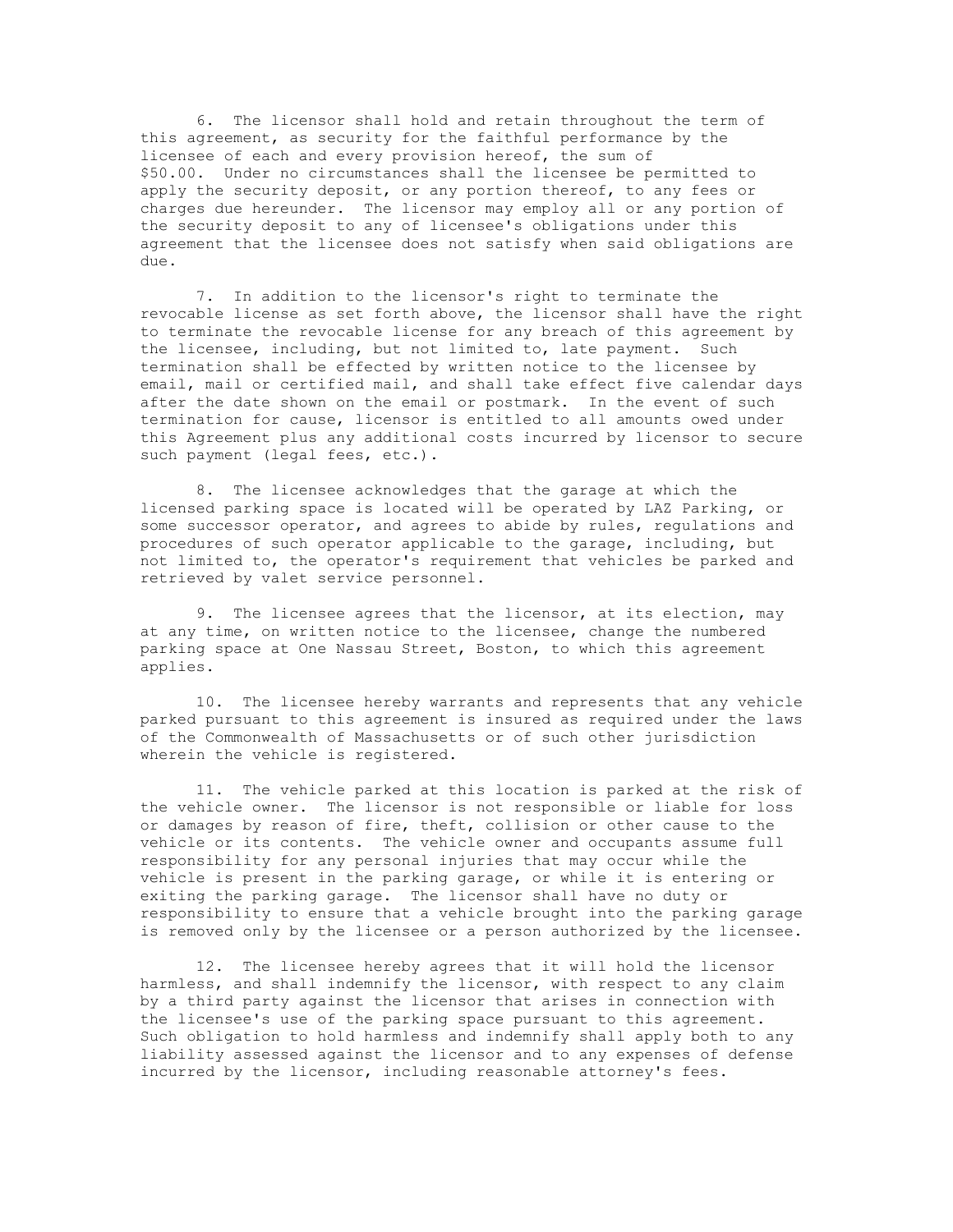6. The licensor shall hold and retain throughout the term of this agreement, as security for the faithful performance by the licensee of each and every provision hereof, the sum of $50.00. Under no circumstances shall the licensee be permitted to apply the security deposit, or any portion thereof, to any fees or charges due hereunder. The licensor may employ all or any portion of the security deposit to any of licensee's obligations under this agreement that the licensee does not satisfy when said obligations are due.

7. In addition to the licensor's right to terminate the revocable license as set forth above, the licensor shall have the right to terminate the revocable license for any breach of this agreement by the licensee, including, but not limited to, late payment. Such termination shall be effected by written notice to the licensee by email, mail or certified mail, and shall take effect five calendar days after the date shown on the email or postmark. In the event of such termination for cause, licensor is entitled to all amounts owed under this Agreement plus any additional costs incurred by licensor to secure such payment (legal fees, etc.).

8. The licensee acknowledges that the garage at which the licensed parking space is located will be operated by LAZ Parking, or some successor operator, and agrees to abide by rules, regulations and procedures of such operator applicable to the garage, including, but not limited to, the operator's requirement that vehicles be parked and retrieved by valet service personnel.

9. The licensee agrees that the licensor, at its election, may at any time, on written notice to the licensee, change the numbered parking space at One Nassau Street, Boston, to which this agreement applies.

10. The licensee hereby warrants and represents that any vehicle parked pursuant to this agreement is insured as required under the laws of the Commonwealth of Massachusetts or of such other jurisdiction wherein the vehicle is registered.

11. The vehicle parked at this location is parked at the risk of the vehicle owner. The licensor is not responsible or liable for loss or damages by reason of fire, theft, collision or other cause to the vehicle or its contents. The vehicle owner and occupants assume full responsibility for any personal injuries that may occur while the vehicle is present in the parking garage, or while it is entering or exiting the parking garage. The licensor shall have no duty or responsibility to ensure that a vehicle brought into the parking garage is removed only by the licensee or a person authorized by the licensee.

12. The licensee hereby agrees that it will hold the licensor harmless, and shall indemnify the licensor, with respect to any claim by a third party against the licensor that arises in connection with the licensee's use of the parking space pursuant to this agreement. Such obligation to hold harmless and indemnify shall apply both to any liability assessed against the licensor and to any expenses of defense incurred by the licensor, including reasonable attorney's fees.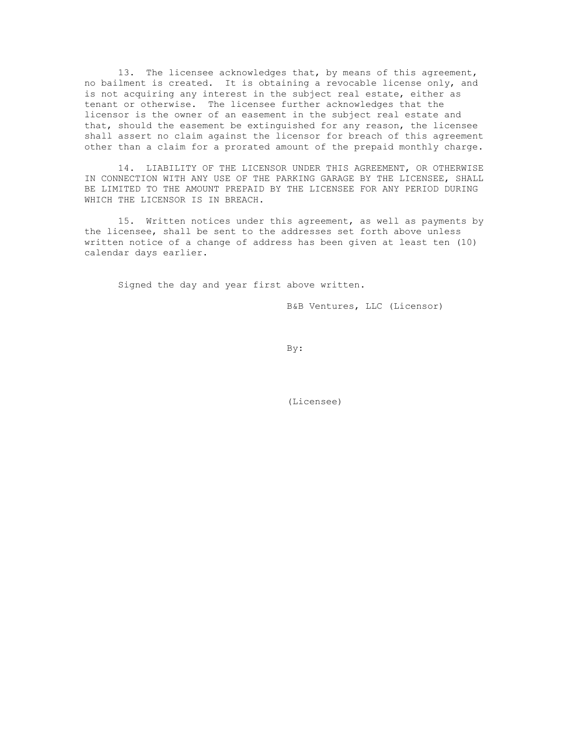13. The licensee acknowledges that, by means of this agreement, no bailment is created. It is obtaining a revocable license only, and is not acquiring any interest in the subject real estate, either as tenant or otherwise. The licensee further acknowledges that the licensor is the owner of an easement in the subject real estate and that, should the easement be extinguished for any reason, the licensee shall assert no claim against the licensor for breach of this agreement other than a claim for a prorated amount of the prepaid monthly charge.

14. LIABILITY OF THE LICENSOR UNDER THIS AGREEMENT, OR OTHERWISE IN CONNECTION WITH ANY USE OF THE PARKING GARAGE BY THE LICENSEE, SHALL BE LIMITED TO THE AMOUNT PREPAID BY THE LICENSEE FOR ANY PERIOD DURING WHICH THE LICENSOR IS IN BREACH.

15. Written notices under this agreement, as well as payments by the licensee, shall be sent to the addresses set forth above unless written notice of a change of address has been given at least ten (10) calendar days earlier.

Signed the day and year first above written.

B&B Ventures, LLC (Licensor)

By:

(Licensee)